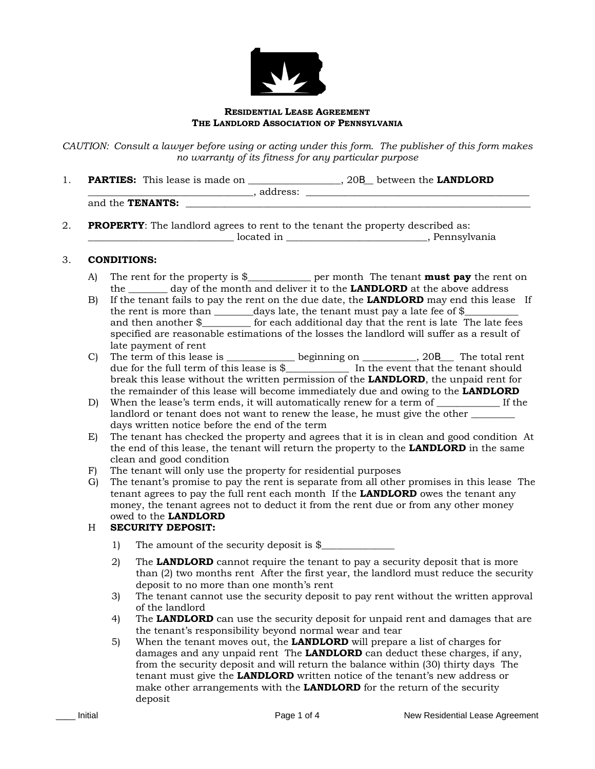# Residential Lease Agreement
## The Landlord Association of Pennsylvania

*CAUTION: Consult a lawyer before using or acting under this form. The publisher of this form makes no warranty of its fitness for any particular purpose*

1. **PARTIES:** This lease is made on __________________, 20B__ between the **LANDLORD** _________________________________, address: _______________________________________________ and the **TENANTS:** ___________________________________________________________________________

2. **PROPERTY**: The landlord agrees to rent to the tenant the property described as: ______________________________ located in ____________________________, Pennsylvania

3. **CONDITIONS:**

   A) The rent for the property is $____________ per month The tenant **must pay** the rent on the _______ day of the month and deliver it to the **LANDLORD** at the above address

   B) If the tenant fails to pay the rent on the due date, the **LANDLORD** may end this lease If the rent is more than _______days late, the tenant must pay a late fee of $__________ and then another $_________ for each additional day that the rent is late The late fees specified are reasonable estimations of the losses the landlord will suffer as a result of late payment of rent

   C) The term of this lease is _____________ beginning on __________, 20B___ The total rent due for the full term of this lease is $____________ In the event that the tenant should break this lease without the written permission of the **LANDLORD**, the unpaid rent for the remainder of this lease will become immediately due and owing to the **LANDLORD**

   D) When the lease's term ends, it will automatically renew for a term of ____________ If the landlord or tenant does not want to renew the lease, he must give the other ________ days written notice before the end of the term

   E) The tenant has checked the property and agrees that it is in clean and good condition At the end of this lease, the tenant will return the property to the **LANDLORD** in the same clean and good condition

   F) The tenant will only use the property for residential purposes

   G) The tenant's promise to pay the rent is separate from all other promises in this lease The tenant agrees to pay the full rent each month If the **LANDLORD** owes the tenant any money, the tenant agrees not to deduct it from the rent due or from any other money owed to the **LANDLORD**

   H **SECURITY DEPOSIT:**

   1) The amount of the security deposit is $______________

   2) The **LANDLORD** cannot require the tenant to pay a security deposit that is more than (2) two months rent After the first year, the landlord must reduce the security deposit to no more than one month's rent

   3) The tenant cannot use the security deposit to pay rent without the written approval of the landlord

   4) The **LANDLORD** can use the security deposit for unpaid rent and damages that are the tenant's responsibility beyond normal wear and tear

   5) When the tenant moves out, the **LANDLORD** will prepare a list of charges for damages and any unpaid rent The **LANDLORD** can deduct these charges, if any, from the security deposit and will return the balance within (30) thirty days The tenant must give the **LANDLORD** written notice of the tenant's new address or make other arrangements with the **LANDLORD** for the return of the security deposit

____ Initial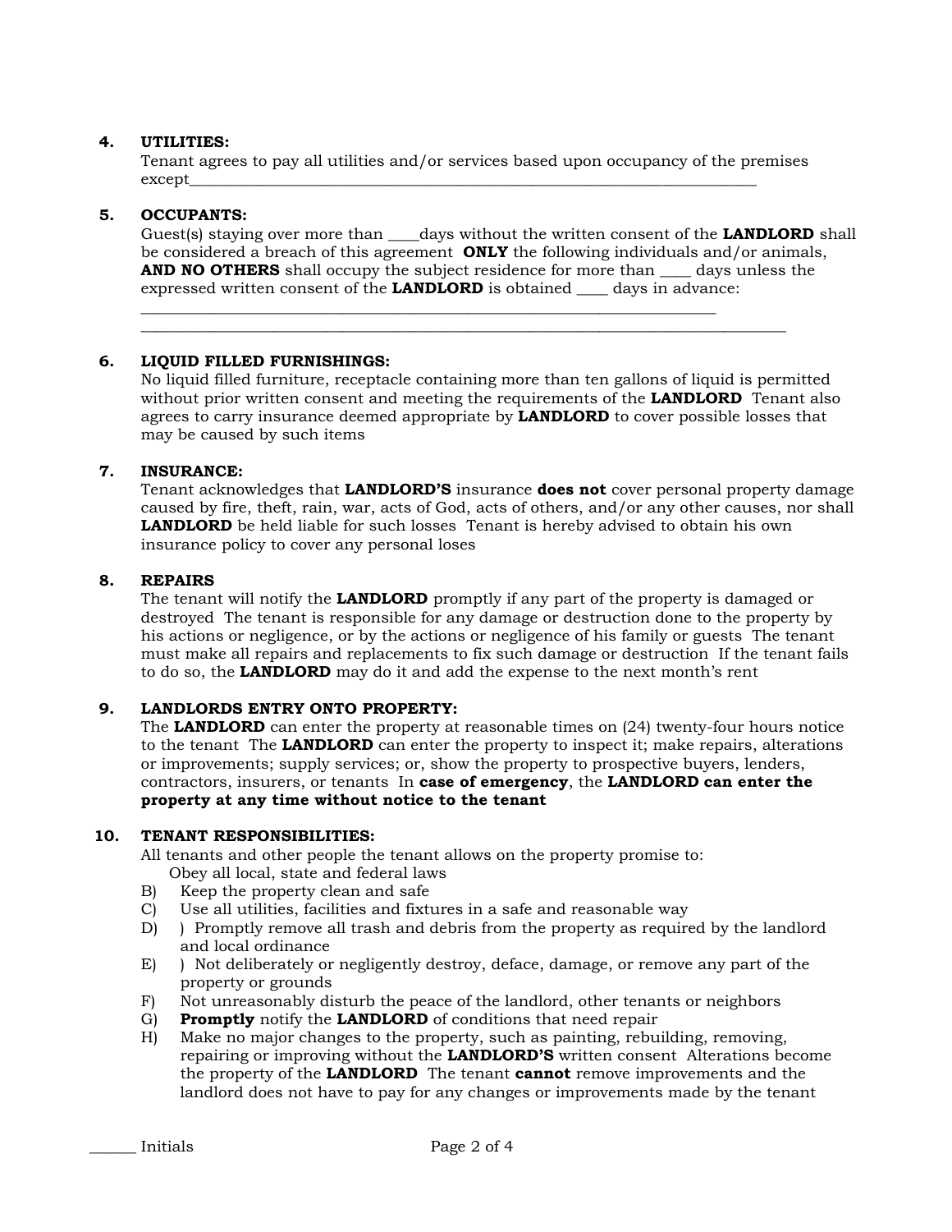**4. UTILITIES:**
Tenant agrees to pay all utilities and/or services based upon occupancy of the premises except___________________________________________________________________________

**5. OCCUPANTS:**
Guest(s) staying over more than ____days without the written consent of the **LANDLORD** shall be considered a breach of this agreement **ONLY** the following individuals and/or animals, **AND NO OTHERS** shall occupy the subject residence for more than ____ days unless the expressed written consent of the **LANDLORD** is obtained ____ days in advance:
__________________________________________________________________________
_____________________________________________________________________________________

**6. LIQUID FILLED FURNISHINGS:**
No liquid filled furniture, receptacle containing more than ten gallons of liquid is permitted without prior written consent and meeting the requirements of the **LANDLORD** Tenant also agrees to carry insurance deemed appropriate by **LANDLORD** to cover possible losses that may be caused by such items

**7. INSURANCE:**
Tenant acknowledges that **LANDLORD'S** insurance **does not** cover personal property damage caused by fire, theft, rain, war, acts of God, acts of others, and/or any other causes, nor shall **LANDLORD** be held liable for such losses Tenant is hereby advised to obtain his own insurance policy to cover any personal loses

**8. REPAIRS**
The tenant will notify the **LANDLORD** promptly if any part of the property is damaged or destroyed The tenant is responsible for any damage or destruction done to the property by his actions or negligence, or by the actions or negligence of his family or guests The tenant must make all repairs and replacements to fix such damage or destruction If the tenant fails to do so, the **LANDLORD** may do it and add the expense to the next month's rent

**9. LANDLORDS ENTRY ONTO PROPERTY:**
The **LANDLORD** can enter the property at reasonable times on (24) twenty-four hours notice to the tenant The **LANDLORD** can enter the property to inspect it; make repairs, alterations or improvements; supply services; or, show the property to prospective buyers, lenders, contractors, insurers, or tenants In **case of emergency**, the **LANDLORD can enter the property at any time without notice to the tenant**

**10. TENANT RESPONSIBILITIES:**
All tenants and other people the tenant allows on the property promise to:
Obey all local, state and federal laws
B) Keep the property clean and safe
C) Use all utilities, facilities and fixtures in a safe and reasonable way
D) ) Promptly remove all trash and debris from the property as required by the landlord and local ordinance
E) ) Not deliberately or negligently destroy, deface, damage, or remove any part of the property or grounds
F) Not unreasonably disturb the peace of the landlord, other tenants or neighbors
G) **Promptly** notify the **LANDLORD** of conditions that need repair
H) Make no major changes to the property, such as painting, rebuilding, removing, repairing or improving without the **LANDLORD'S** written consent Alterations become the property of the **LANDLORD** The tenant **cannot** remove improvements and the landlord does not have to pay for any changes or improvements made by the tenant

______ Initials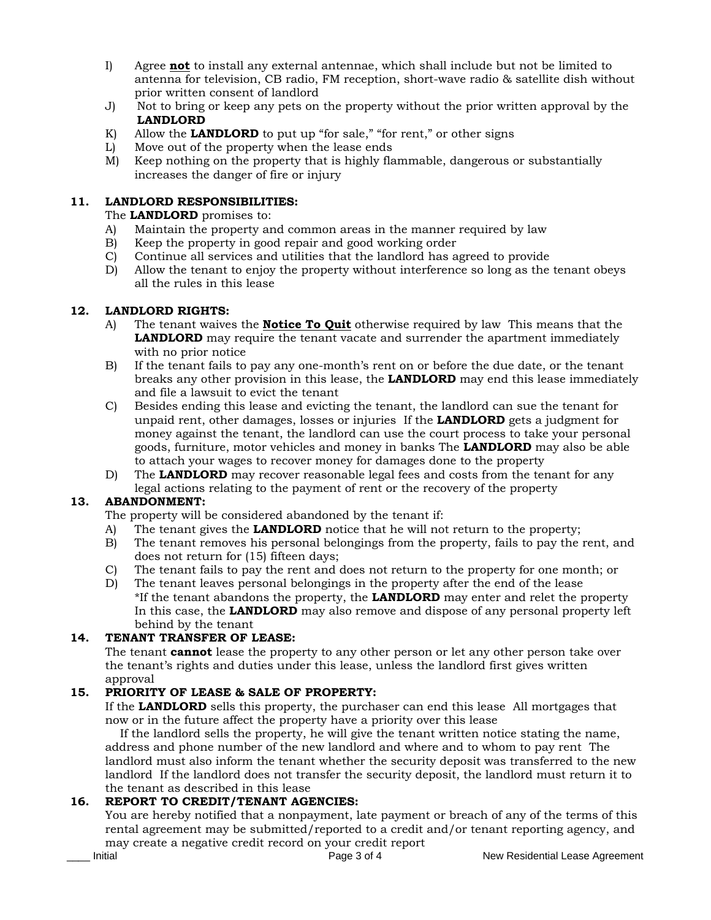I) Agree **not** to install any external antennae, which shall include but not be limited to antenna for television, CB radio, FM reception, short-wave radio & satellite dish without prior written consent of landlord

J) Not to bring or keep any pets on the property without the prior written approval by the **LANDLORD**

K) Allow the **LANDLORD** to put up "for sale," "for rent," or other signs

L) Move out of the property when the lease ends

M) Keep nothing on the property that is highly flammable, dangerous or substantially increases the danger of fire or injury

**11. LANDLORD RESPONSIBILITIES:**

The **LANDLORD** promises to:

A) Maintain the property and common areas in the manner required by law

B) Keep the property in good repair and good working order

C) Continue all services and utilities that the landlord has agreed to provide

D) Allow the tenant to enjoy the property without interference so long as the tenant obeys all the rules in this lease

**12. LANDLORD RIGHTS:**

A) The tenant waives the **Notice To Quit** otherwise required by law This means that the **LANDLORD** may require the tenant vacate and surrender the apartment immediately with no prior notice

B) If the tenant fails to pay any one-month's rent on or before the due date, or the tenant breaks any other provision in this lease, the **LANDLORD** may end this lease immediately and file a lawsuit to evict the tenant

C) Besides ending this lease and evicting the tenant, the landlord can sue the tenant for unpaid rent, other damages, losses or injuries If the **LANDLORD** gets a judgment for money against the tenant, the landlord can use the court process to take your personal goods, furniture, motor vehicles and money in banks The **LANDLORD** may also be able to attach your wages to recover money for damages done to the property

D) The **LANDLORD** may recover reasonable legal fees and costs from the tenant for any legal actions relating to the payment of rent or the recovery of the property

**13. ABANDONMENT:**

The property will be considered abandoned by the tenant if:

A) The tenant gives the **LANDLORD** notice that he will not return to the property;

B) The tenant removes his personal belongings from the property, fails to pay the rent, and does not return for (15) fifteen days;

C) The tenant fails to pay the rent and does not return to the property for one month; or

D) The tenant leaves personal belongings in the property after the end of the lease

*If the tenant abandons the property, the **LANDLORD** may enter and relet the property In this case, the **LANDLORD** may also remove and dispose of any personal property left behind by the tenant

**14. TENANT TRANSFER OF LEASE:**

The tenant **cannot** lease the property to any other person or let any other person take over the tenant's rights and duties under this lease, unless the landlord first gives written approval

**15. PRIORITY OF LEASE & SALE OF PROPERTY:**

If the **LANDLORD** sells this property, the purchaser can end this lease All mortgages that now or in the future affect the property have a priority over this lease

If the landlord sells the property, he will give the tenant written notice stating the name, address and phone number of the new landlord and where and to whom to pay rent The landlord must also inform the tenant whether the security deposit was transferred to the new landlord If the landlord does not transfer the security deposit, the landlord must return it to the tenant as described in this lease

**16. REPORT TO CREDIT/TENANT AGENCIES:**

You are hereby notified that a nonpayment, late payment or breach of any of the terms of this rental agreement may be submitted/reported to a credit and/or tenant reporting agency, and may create a negative credit record on your credit report

____ Initial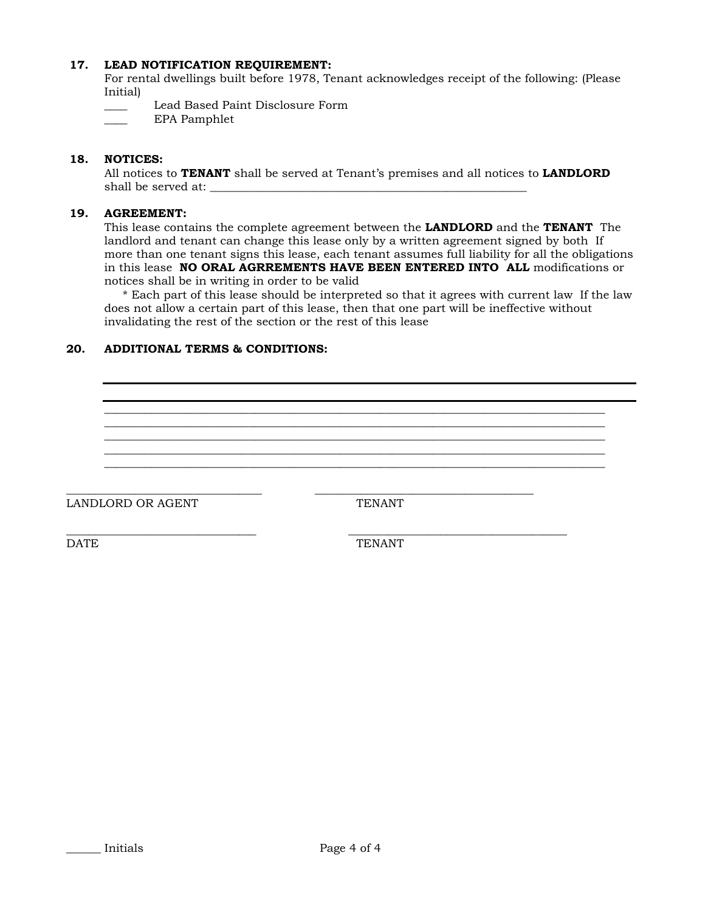**17. LEAD NOTIFICATION REQUIREMENT:**
For rental dwellings built before 1978, Tenant acknowledges receipt of the following: (Please Initial)

____ Lead Based Paint Disclosure Form
____ EPA Pamphlet

**18. NOTICES:**
All notices to **TENANT** shall be served at Tenant's premises and all notices to **LANDLORD** shall be served at: ________________________________________________________

**19. AGREEMENT:**
This lease contains the complete agreement between the **LANDLORD** and the **TENANT** The landlord and tenant can change this lease only by a written agreement signed by both If more than one tenant signs this lease, each tenant assumes full liability for all the obligations in this lease **NO ORAL AGRREMENTS HAVE BEEN ENTERED INTO ALL** modifications or notices shall be in writing in order to be valid

\* Each part of this lease should be interpreted so that it agrees with current law If the law does not allow a certain part of this lease, then that one part will be ineffective without invalidating the rest of the section or the rest of this lease

**20. ADDITIONAL TERMS & CONDITIONS:**

__________________________________________________________________________________
__________________________________________________________________________________
__________________________________________________________________________________
__________________________________________________________________________________
__________________________________________________________________________________
__________________________________________________________________________________
__________________________________________________________________________________

___________________________________ ___________________________________
LANDLORD OR AGENT TENANT

___________________________________ ___________________________________
DATE TENANT

______ Initials